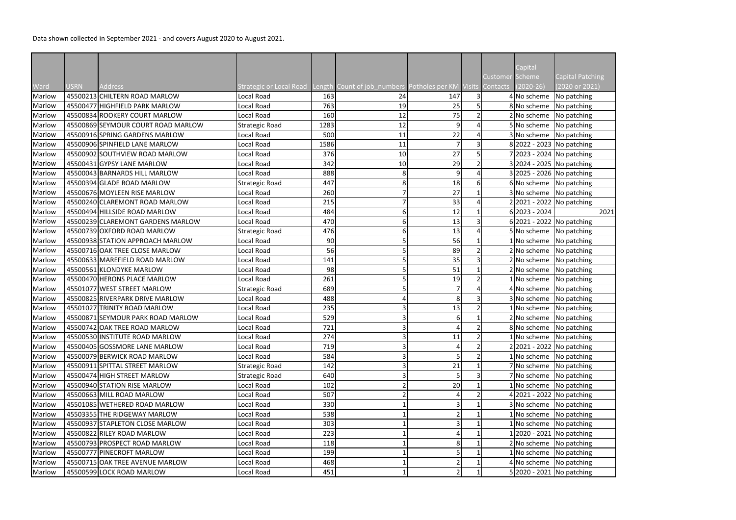Data shown collected in September 2021 - and covers August 2020 to August 2021.

| Ward | USRN | Address | Strategic or Local Road | Length | Count of job_numbers | Potholes per KM | Visits | Customer Contacts | Capital Scheme (2020-26) | Capital Patching (2020 or 2021) |
|---|---|---|---|---|---|---|---|---|---|---|
| Marlow | 45500213 | CHILTERN ROAD MARLOW | Local Road | 163 | 24 | 147 | 3 | 4 | No scheme | No patching |
| Marlow | 45500477 | HIGHFIELD PARK MARLOW | Local Road | 763 | 19 | 25 | 5 | 8 | No scheme | No patching |
| Marlow | 45500834 | ROOKERY COURT MARLOW | Local Road | 160 | 12 | 75 | 2 | 2 | No scheme | No patching |
| Marlow | 45500869 | SEYMOUR COURT ROAD MARLOW | Strategic Road | 1283 | 12 | 9 | 4 | 5 | No scheme | No patching |
| Marlow | 45500916 | SPRING GARDENS MARLOW | Local Road | 500 | 11 | 22 | 4 | 3 | No scheme | No patching |
| Marlow | 45500906 | SPINFIELD LANE MARLOW | Local Road | 1586 | 11 | 7 | 3 | 8 | 2022 - 2023 | No patching |
| Marlow | 45500902 | SOUTHVIEW ROAD MARLOW | Local Road | 376 | 10 | 27 | 5 | 7 | 2023 - 2024 | No patching |
| Marlow | 45500431 | GYPSY LANE MARLOW | Local Road | 342 | 10 | 29 | 2 | 3 | 2024 - 2025 | No patching |
| Marlow | 45500043 | BARNARDS HILL MARLOW | Local Road | 888 | 8 | 9 | 4 | 3 | 2025 - 2026 | No patching |
| Marlow | 45500394 | GLADE ROAD MARLOW | Strategic Road | 447 | 8 | 18 | 6 | 6 | No scheme | No patching |
| Marlow | 45500676 | MOYLEEN RISE MARLOW | Local Road | 260 | 7 | 27 | 1 | 3 | No scheme | No patching |
| Marlow | 45500240 | CLAREMONT ROAD MARLOW | Local Road | 215 | 7 | 33 | 4 | 2 | 2021 - 2022 | No patching |
| Marlow | 45500494 | HILLSIDE ROAD MARLOW | Local Road | 484 | 6 | 12 | 1 | 6 | 2023 - 2024 | 2021 |
| Marlow | 45500239 | CLAREMONT GARDENS MARLOW | Local Road | 470 | 6 | 13 | 3 | 6 | 2021 - 2022 | No patching |
| Marlow | 45500739 | OXFORD ROAD MARLOW | Strategic Road | 476 | 6 | 13 | 4 | 5 | No scheme | No patching |
| Marlow | 45500938 | STATION APPROACH MARLOW | Local Road | 90 | 5 | 56 | 1 | 1 | No scheme | No patching |
| Marlow | 45500716 | OAK TREE CLOSE MARLOW | Local Road | 56 | 5 | 89 | 2 | 2 | No scheme | No patching |
| Marlow | 45500633 | MAREFIELD ROAD MARLOW | Local Road | 141 | 5 | 35 | 3 | 2 | No scheme | No patching |
| Marlow | 45500561 | KLONDYKE MARLOW | Local Road | 98 | 5 | 51 | 1 | 2 | No scheme | No patching |
| Marlow | 45500470 | HERONS PLACE MARLOW | Local Road | 261 | 5 | 19 | 2 | 1 | No scheme | No patching |
| Marlow | 45501077 | WEST STREET MARLOW | Strategic Road | 689 | 5 | 7 | 4 | 4 | No scheme | No patching |
| Marlow | 45500825 | RIVERPARK DRIVE MARLOW | Local Road | 488 | 4 | 8 | 3 | 3 | No scheme | No patching |
| Marlow | 45501027 | TRINITY ROAD MARLOW | Local Road | 235 | 3 | 13 | 2 | 1 | No scheme | No patching |
| Marlow | 45500871 | SEYMOUR PARK ROAD MARLOW | Local Road | 529 | 3 | 6 | 1 | 2 | No scheme | No patching |
| Marlow | 45500742 | OAK TREE ROAD MARLOW | Local Road | 721 | 3 | 4 | 2 | 8 | No scheme | No patching |
| Marlow | 45500530 | INSTITUTE ROAD MARLOW | Local Road | 274 | 3 | 11 | 2 | 1 | No scheme | No patching |
| Marlow | 45500405 | GOSSMORE LANE MARLOW | Local Road | 719 | 3 | 4 | 2 | 2 | 2021 - 2022 | No patching |
| Marlow | 45500079 | BERWICK ROAD MARLOW | Local Road | 584 | 3 | 5 | 2 | 1 | No scheme | No patching |
| Marlow | 45500911 | SPITTAL STREET MARLOW | Strategic Road | 142 | 3 | 21 | 1 | 7 | No scheme | No patching |
| Marlow | 45500474 | HIGH STREET MARLOW | Strategic Road | 640 | 3 | 5 | 3 | 7 | No scheme | No patching |
| Marlow | 45500940 | STATION RISE MARLOW | Local Road | 102 | 2 | 20 | 1 | 1 | No scheme | No patching |
| Marlow | 45500663 | MILL ROAD MARLOW | Local Road | 507 | 2 | 4 | 2 | 4 | 2021 - 2022 | No patching |
| Marlow | 45501085 | WETHERED ROAD MARLOW | Local Road | 330 | 1 | 3 | 1 | 3 | No scheme | No patching |
| Marlow | 45503355 | THE RIDGEWAY MARLOW | Local Road | 538 | 1 | 2 | 1 | 1 | No scheme | No patching |
| Marlow | 45500937 | STAPLETON CLOSE MARLOW | Local Road | 303 | 1 | 3 | 1 | 1 | No scheme | No patching |
| Marlow | 45500822 | RILEY ROAD MARLOW | Local Road | 223 | 1 | 4 | 1 | 1 | 2020 - 2021 | No patching |
| Marlow | 45500793 | PROSPECT ROAD MARLOW | Local Road | 118 | 1 | 8 | 1 | 2 | No scheme | No patching |
| Marlow | 45500777 | PINECROFT MARLOW | Local Road | 199 | 1 | 5 | 1 | 1 | No scheme | No patching |
| Marlow | 45500715 | OAK TREE AVENUE MARLOW | Local Road | 468 | 1 | 2 | 1 | 4 | No scheme | No patching |
| Marlow | 45500599 | LOCK ROAD MARLOW | Local Road | 451 | 1 | 2 | 1 | 5 | 2020 - 2021 | No patching |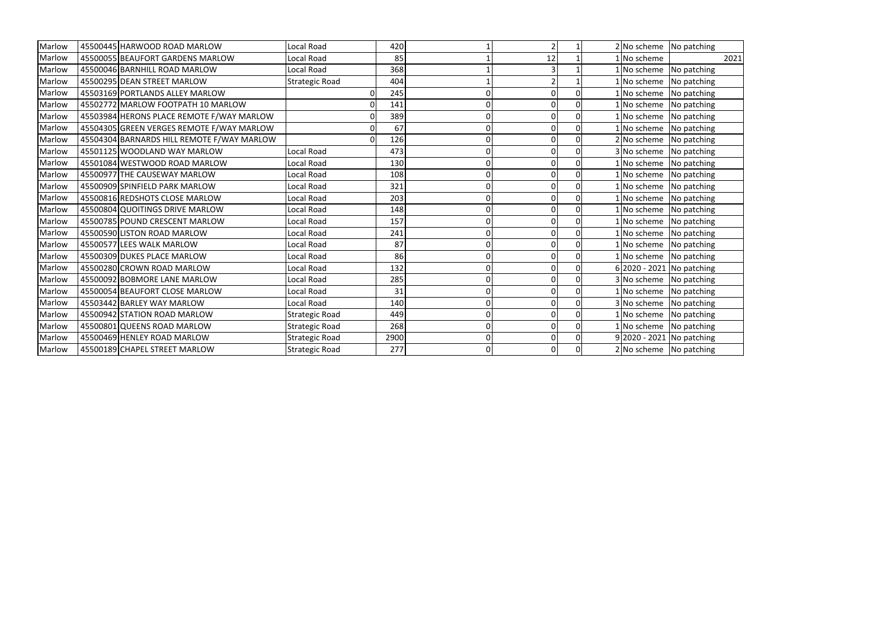| | | | | | | | | | | |
|---|---|---|---|---|---|---|---|---|---|---|
| Marlow | 45500445 | HARWOOD ROAD MARLOW | Local Road | 420 | 1 | 2 | 1 | 2 | No scheme | No patching |
| Marlow | 45500055 | BEAUFORT GARDENS MARLOW | Local Road | 85 | 1 | 12 | 1 | 1 | No scheme | 2021 |
| Marlow | 45500046 | BARNHILL ROAD MARLOW | Local Road | 368 | 1 | 3 | 1 | 1 | No scheme | No patching |
| Marlow | 45500295 | DEAN STREET MARLOW | Strategic Road | 404 | 1 | 2 | 1 | 1 | No scheme | No patching |
| Marlow | 45503169 | PORTLANDS ALLEY MARLOW | 0 | 245 | 0 | 0 | 0 | 1 | No scheme | No patching |
| Marlow | 45502772 | MARLOW FOOTPATH 10 MARLOW | 0 | 141 | 0 | 0 | 0 | 1 | No scheme | No patching |
| Marlow | 45503984 | HERONS PLACE REMOTE F/WAY MARLOW | 0 | 389 | 0 | 0 | 0 | 1 | No scheme | No patching |
| Marlow | 45504305 | GREEN VERGES REMOTE F/WAY MARLOW | 0 | 67 | 0 | 0 | 0 | 1 | No scheme | No patching |
| Marlow | 45504304 | BARNARDS HILL REMOTE F/WAY MARLOW | 0 | 126 | 0 | 0 | 0 | 2 | No scheme | No patching |
| Marlow | 45501125 | WOODLAND WAY MARLOW | Local Road | 473 | 0 | 0 | 0 | 3 | No scheme | No patching |
| Marlow | 45501084 | WESTWOOD ROAD MARLOW | Local Road | 130 | 0 | 0 | 0 | 1 | No scheme | No patching |
| Marlow | 45500977 | THE CAUSEWAY MARLOW | Local Road | 108 | 0 | 0 | 0 | 1 | No scheme | No patching |
| Marlow | 45500909 | SPINFIELD PARK MARLOW | Local Road | 321 | 0 | 0 | 0 | 1 | No scheme | No patching |
| Marlow | 45500816 | REDSHOTS CLOSE MARLOW | Local Road | 203 | 0 | 0 | 0 | 1 | No scheme | No patching |
| Marlow | 45500804 | QUOITINGS DRIVE MARLOW | Local Road | 148 | 0 | 0 | 0 | 1 | No scheme | No patching |
| Marlow | 45500785 | POUND CRESCENT MARLOW | Local Road | 157 | 0 | 0 | 0 | 1 | No scheme | No patching |
| Marlow | 45500590 | LISTON ROAD MARLOW | Local Road | 241 | 0 | 0 | 0 | 1 | No scheme | No patching |
| Marlow | 45500577 | LEES WALK MARLOW | Local Road | 87 | 0 | 0 | 0 | 1 | No scheme | No patching |
| Marlow | 45500309 | DUKES PLACE MARLOW | Local Road | 86 | 0 | 0 | 0 | 1 | No scheme | No patching |
| Marlow | 45500280 | CROWN ROAD MARLOW | Local Road | 132 | 0 | 0 | 0 | 6 | 2020 - 2021 | No patching |
| Marlow | 45500092 | BOBMORE LANE MARLOW | Local Road | 285 | 0 | 0 | 0 | 3 | No scheme | No patching |
| Marlow | 45500054 | BEAUFORT CLOSE MARLOW | Local Road | 31 | 0 | 0 | 0 | 1 | No scheme | No patching |
| Marlow | 45503442 | BARLEY WAY MARLOW | Local Road | 140 | 0 | 0 | 0 | 3 | No scheme | No patching |
| Marlow | 45500942 | STATION ROAD MARLOW | Strategic Road | 449 | 0 | 0 | 0 | 1 | No scheme | No patching |
| Marlow | 45500801 | QUEENS ROAD MARLOW | Strategic Road | 268 | 0 | 0 | 0 | 1 | No scheme | No patching |
| Marlow | 45500469 | HENLEY ROAD MARLOW | Strategic Road | 2900 | 0 | 0 | 0 | 9 | 2020 - 2021 | No patching |
| Marlow | 45500189 | CHAPEL STREET MARLOW | Strategic Road | 277 | 0 | 0 | 0 | 2 | No scheme | No patching |